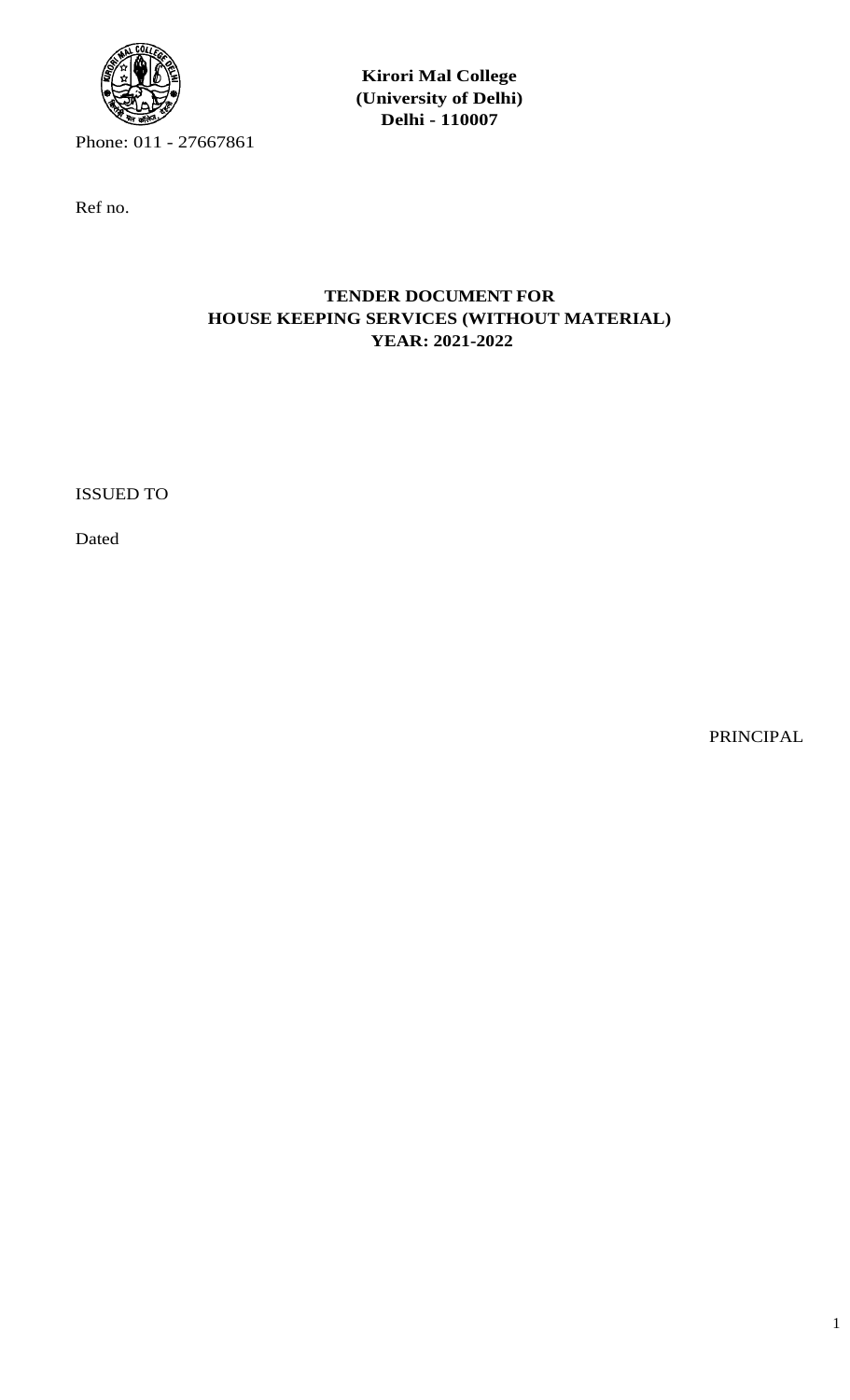**Kirori Mal College**
**(University of Delhi)**
**Delhi - 110007**

Phone: 011 - 27667861

Ref no.

# TENDER DOCUMENT FOR HOUSE KEEPING SERVICES (WITHOUT MATERIAL) YEAR: 2021-2022

ISSUED TO

Dated

PRINCIPAL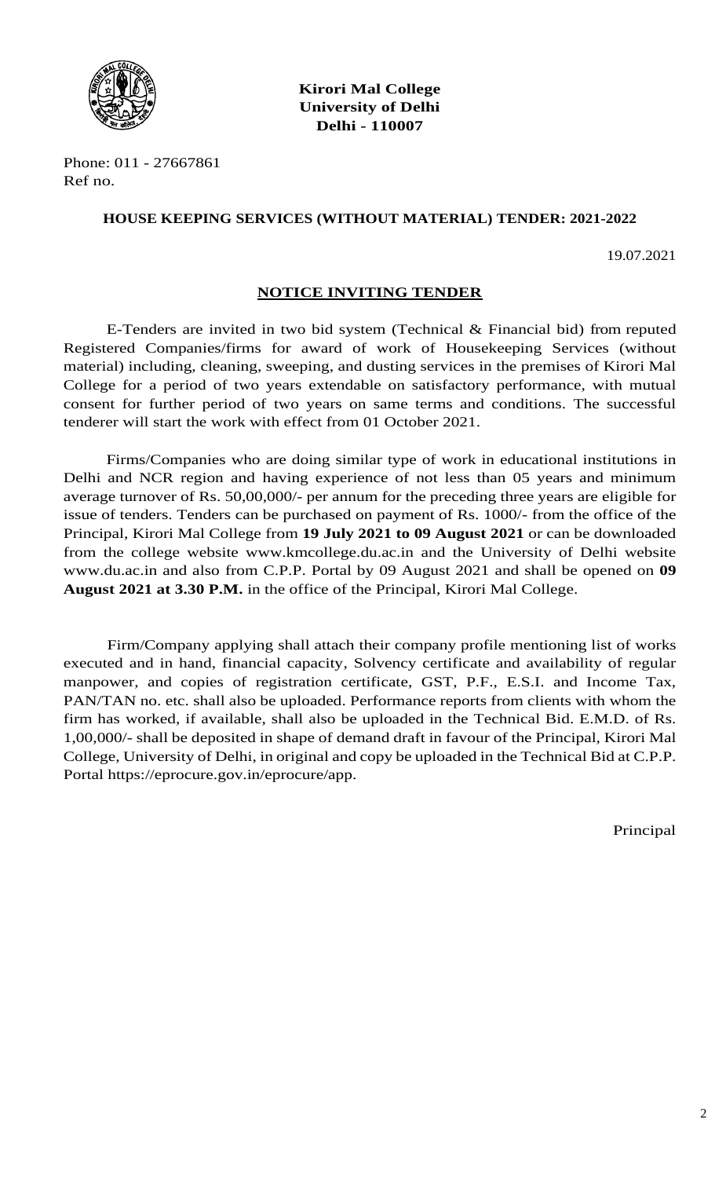**Kirori Mal College**
**University of Delhi**
**Delhi - 110007**

Phone: 011 - 27667861
Ref no.

**HOUSE KEEPING SERVICES (WITHOUT MATERIAL) TENDER: 2021-2022**

19.07.2021

## NOTICE INVITING TENDER

E-Tenders are invited in two bid system (Technical & Financial bid) from reputed Registered Companies/firms for award of work of Housekeeping Services (without material) including, cleaning, sweeping, and dusting services in the premises of Kirori Mal College for a period of two years extendable on satisfactory performance, with mutual consent for further period of two years on same terms and conditions. The successful tenderer will start the work with effect from 01 October 2021.

Firms/Companies who are doing similar type of work in educational institutions in Delhi and NCR region and having experience of not less than 05 years and minimum average turnover of Rs. 50,00,000/- per annum for the preceding three years are eligible for issue of tenders. Tenders can be purchased on payment of Rs. 1000/- from the office of the Principal, Kirori Mal College from **19 July 2021 to 09 August 2021** or can be downloaded from the college website www.kmcollege.du.ac.in and the University of Delhi website www.du.ac.in and also from C.P.P. Portal by 09 August 2021 and shall be opened on **09 August 2021 at 3.30 P.M.** in the office of the Principal, Kirori Mal College.

Firm/Company applying shall attach their company profile mentioning list of works executed and in hand, financial capacity, Solvency certificate and availability of regular manpower, and copies of registration certificate, GST, P.F., E.S.I. and Income Tax, PAN/TAN no. etc. shall also be uploaded. Performance reports from clients with whom the firm has worked, if available, shall also be uploaded in the Technical Bid. E.M.D. of Rs. 1,00,000/- shall be deposited in shape of demand draft in favour of the Principal, Kirori Mal College, University of Delhi, in original and copy be uploaded in the Technical Bid at C.P.P. Portal https://eprocure.gov.in/eprocure/app.

Principal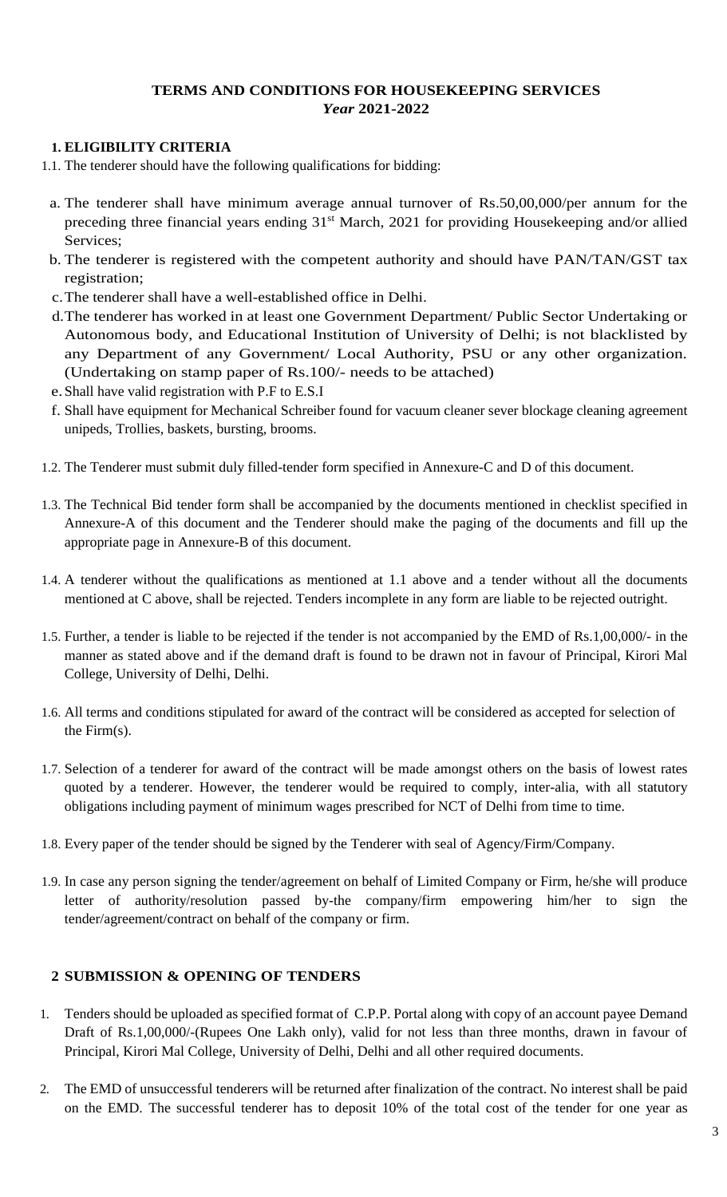**TERMS AND CONDITIONS FOR HOUSEKEEPING SERVICES**
***Year* 2021-2022**

## 1. ELIGIBILITY CRITERIA

1.1. The tenderer should have the following qualifications for bidding:

a. The tenderer shall have minimum average annual turnover of Rs.50,00,000/per annum for the preceding three financial years ending 31st March, 2021 for providing Housekeeping and/or allied Services;

b. The tenderer is registered with the competent authority and should have PAN/TAN/GST tax registration;

c. The tenderer shall have a well-established office in Delhi.

d. The tenderer has worked in at least one Government Department/ Public Sector Undertaking or Autonomous body, and Educational Institution of University of Delhi; is not blacklisted by any Department of any Government/ Local Authority, PSU or any other organization. (Undertaking on stamp paper of Rs.100/- needs to be attached)

e. Shall have valid registration with P.F to E.S.I

f. Shall have equipment for Mechanical Schreiber found for vacuum cleaner sever blockage cleaning agreement unipeds, Trollies, baskets, bursting, brooms.

1.2. The Tenderer must submit duly filled-tender form specified in Annexure-C and D of this document.

1.3. The Technical Bid tender form shall be accompanied by the documents mentioned in checklist specified in Annexure-A of this document and the Tenderer should make the paging of the documents and fill up the appropriate page in Annexure-B of this document.

1.4. A tenderer without the qualifications as mentioned at 1.1 above and a tender without all the documents mentioned at C above, shall be rejected. Tenders incomplete in any form are liable to be rejected outright.

1.5. Further, a tender is liable to be rejected if the tender is not accompanied by the EMD of Rs.1,00,000/- in the manner as stated above and if the demand draft is found to be drawn not in favour of Principal, Kirori Mal College, University of Delhi, Delhi.

1.6. All terms and conditions stipulated for award of the contract will be considered as accepted for selection of the Firm(s).

1.7. Selection of a tenderer for award of the contract will be made amongst others on the basis of lowest rates quoted by a tenderer. However, the tenderer would be required to comply, inter-alia, with all statutory obligations including payment of minimum wages prescribed for NCT of Delhi from time to time.

1.8. Every paper of the tender should be signed by the Tenderer with seal of Agency/Firm/Company.

1.9. In case any person signing the tender/agreement on behalf of Limited Company or Firm, he/she will produce letter of authority/resolution passed by-the company/firm empowering him/her to sign the tender/agreement/contract on behalf of the company or firm.

## 2 SUBMISSION & OPENING OF TENDERS

1. Tenders should be uploaded as specified format of C.P.P. Portal along with copy of an account payee Demand Draft of Rs.1,00,000/-(Rupees One Lakh only), valid for not less than three months, drawn in favour of Principal, Kirori Mal College, University of Delhi, Delhi and all other required documents.

2. The EMD of unsuccessful tenderers will be returned after finalization of the contract. No interest shall be paid on the EMD. The successful tenderer has to deposit 10% of the total cost of the tender for one year as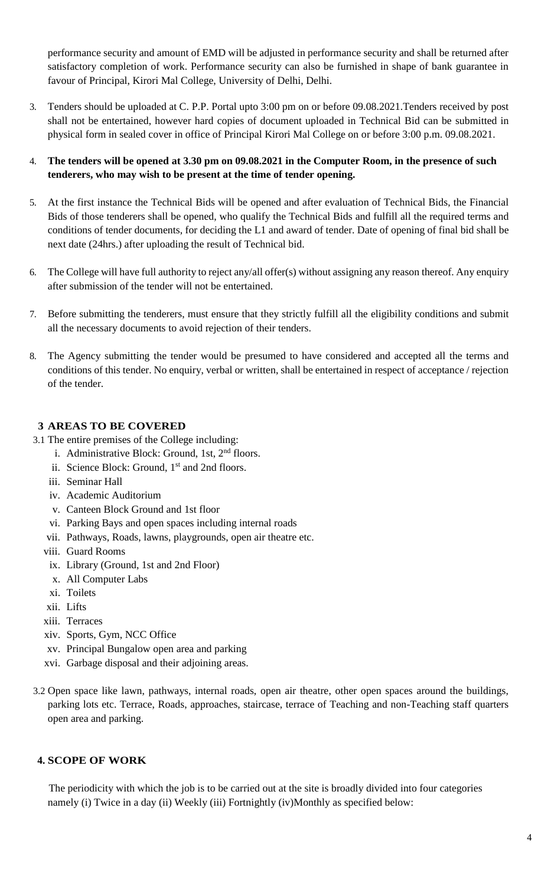performance security and amount of EMD will be adjusted in performance security and shall be returned after satisfactory completion of work. Performance security can also be furnished in shape of bank guarantee in favour of Principal, Kirori Mal College, University of Delhi, Delhi.

3. Tenders should be uploaded at C. P.P. Portal upto 3:00 pm on or before 09.08.2021.Tenders received by post shall not be entertained, however hard copies of document uploaded in Technical Bid can be submitted in physical form in sealed cover in office of Principal Kirori Mal College on or before 3:00 p.m. 09.08.2021.

4. **The tenders will be opened at 3.30 pm on 09.08.2021 in the Computer Room, in the presence of such tenderers, who may wish to be present at the time of tender opening.**

5. At the first instance the Technical Bids will be opened and after evaluation of Technical Bids, the Financial Bids of those tenderers shall be opened, who qualify the Technical Bids and fulfill all the required terms and conditions of tender documents, for deciding the L1 and award of tender. Date of opening of final bid shall be next date (24hrs.) after uploading the result of Technical bid.

6. The College will have full authority to reject any/all offer(s) without assigning any reason thereof. Any enquiry after submission of the tender will not be entertained.

7. Before submitting the tenderers, must ensure that they strictly fulfill all the eligibility conditions and submit all the necessary documents to avoid rejection of their tenders.

8. The Agency submitting the tender would be presumed to have considered and accepted all the terms and conditions of this tender. No enquiry, verbal or written, shall be entertained in respect of acceptance / rejection of the tender.

## 3 AREAS TO BE COVERED

3.1 The entire premises of the College including:

- i. Administrative Block: Ground, 1st, 2nd floors.
- ii. Science Block: Ground, 1st and 2nd floors.
- iii. Seminar Hall
- iv. Academic Auditorium
- v. Canteen Block Ground and 1st floor
- vi. Parking Bays and open spaces including internal roads
- vii. Pathways, Roads, lawns, playgrounds, open air theatre etc.
- viii. Guard Rooms
- ix. Library (Ground, 1st and 2nd Floor)
- x. All Computer Labs
- xi. Toilets
- xii. Lifts
- xiii. Terraces
- xiv. Sports, Gym, NCC Office
- xv. Principal Bungalow open area and parking
- xvi. Garbage disposal and their adjoining areas.

3.2 Open space like lawn, pathways, internal roads, open air theatre, other open spaces around the buildings, parking lots etc. Terrace, Roads, approaches, staircase, terrace of Teaching and non-Teaching staff quarters open area and parking.

## 4. SCOPE OF WORK

The periodicity with which the job is to be carried out at the site is broadly divided into four categories namely (i) Twice in a day (ii) Weekly (iii) Fortnightly (iv)Monthly as specified below: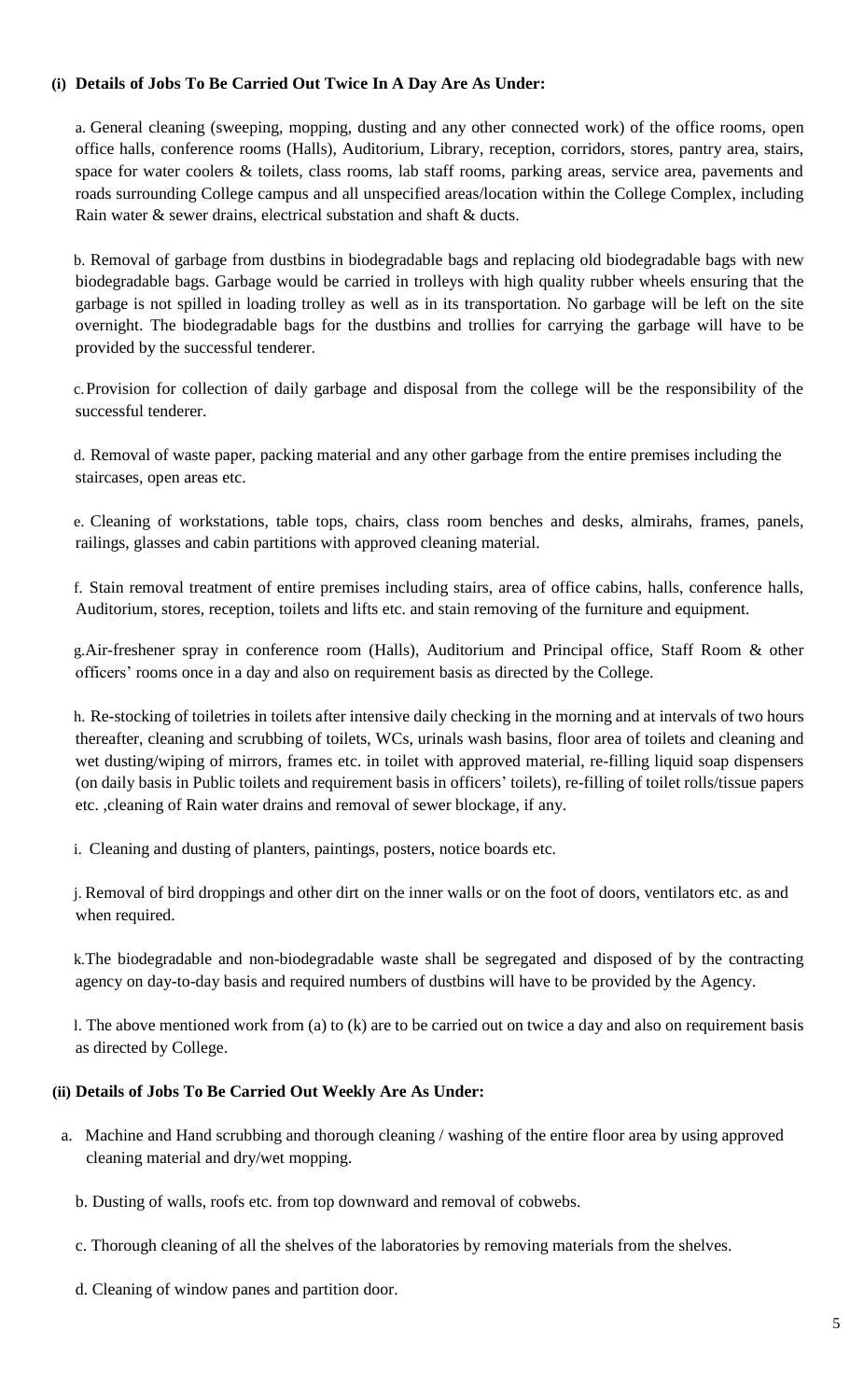**(i) Details of Jobs To Be Carried Out Twice In A Day Are As Under:**

a. General cleaning (sweeping, mopping, dusting and any other connected work) of the office rooms, open office halls, conference rooms (Halls), Auditorium, Library, reception, corridors, stores, pantry area, stairs, space for water coolers & toilets, class rooms, lab staff rooms, parking areas, service area, pavements and roads surrounding College campus and all unspecified areas/location within the College Complex, including Rain water & sewer drains, electrical substation and shaft & ducts.

b. Removal of garbage from dustbins in biodegradable bags and replacing old biodegradable bags with new biodegradable bags. Garbage would be carried in trolleys with high quality rubber wheels ensuring that the garbage is not spilled in loading trolley as well as in its transportation. No garbage will be left on the site overnight. The biodegradable bags for the dustbins and trollies for carrying the garbage will have to be provided by the successful tenderer.

c. Provision for collection of daily garbage and disposal from the college will be the responsibility of the successful tenderer.

d. Removal of waste paper, packing material and any other garbage from the entire premises including the staircases, open areas etc.

e. Cleaning of workstations, table tops, chairs, class room benches and desks, almirahs, frames, panels, railings, glasses and cabin partitions with approved cleaning material.

f. Stain removal treatment of entire premises including stairs, area of office cabins, halls, conference halls, Auditorium, stores, reception, toilets and lifts etc. and stain removing of the furniture and equipment.

g. Air-freshener spray in conference room (Halls), Auditorium and Principal office, Staff Room & other officers' rooms once in a day and also on requirement basis as directed by the College.

h. Re-stocking of toiletries in toilets after intensive daily checking in the morning and at intervals of two hours thereafter, cleaning and scrubbing of toilets, WCs, urinals wash basins, floor area of toilets and cleaning and wet dusting/wiping of mirrors, frames etc. in toilet with approved material, re-filling liquid soap dispensers (on daily basis in Public toilets and requirement basis in officers' toilets), re-filling of toilet rolls/tissue papers etc. ,cleaning of Rain water drains and removal of sewer blockage, if any.

i. Cleaning and dusting of planters, paintings, posters, notice boards etc.

j. Removal of bird droppings and other dirt on the inner walls or on the foot of doors, ventilators etc. as and when required.

k. The biodegradable and non-biodegradable waste shall be segregated and disposed of by the contracting agency on day-to-day basis and required numbers of dustbins will have to be provided by the Agency.

l. The above mentioned work from (a) to (k) are to be carried out on twice a day and also on requirement basis as directed by College.

**(ii) Details of Jobs To Be Carried Out Weekly Are As Under:**

a. Machine and Hand scrubbing and thorough cleaning / washing of the entire floor area by using approved cleaning material and dry/wet mopping.

b. Dusting of walls, roofs etc. from top downward and removal of cobwebs.

c. Thorough cleaning of all the shelves of the laboratories by removing materials from the shelves.

d. Cleaning of window panes and partition door.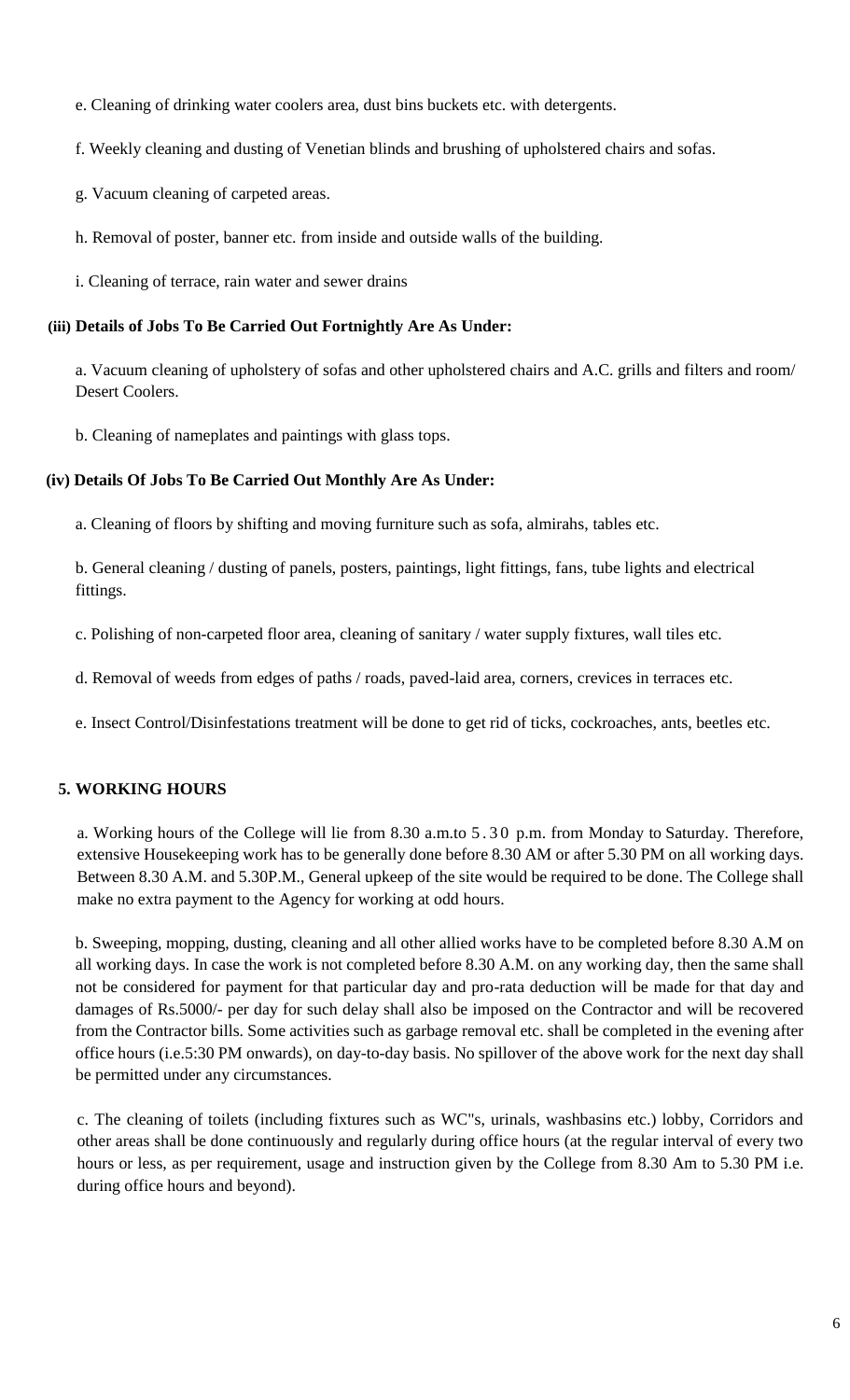e. Cleaning of drinking water coolers area, dust bins buckets etc. with detergents.

f. Weekly cleaning and dusting of Venetian blinds and brushing of upholstered chairs and sofas.

g. Vacuum cleaning of carpeted areas.

h. Removal of poster, banner etc. from inside and outside walls of the building.

i. Cleaning of terrace, rain water and sewer drains

**(iii) Details of Jobs To Be Carried Out Fortnightly Are As Under:**

a. Vacuum cleaning of upholstery of sofas and other upholstered chairs and A.C. grills and filters and room/ Desert Coolers.

b. Cleaning of nameplates and paintings with glass tops.

**(iv) Details Of Jobs To Be Carried Out Monthly Are As Under:**

a. Cleaning of floors by shifting and moving furniture such as sofa, almirahs, tables etc.

b. General cleaning / dusting of panels, posters, paintings, light fittings, fans, tube lights and electrical fittings.

c. Polishing of non-carpeted floor area, cleaning of sanitary / water supply fixtures, wall tiles etc.

d. Removal of weeds from edges of paths / roads, paved-laid area, corners, crevices in terraces etc.

e. Insect Control/Disinfestations treatment will be done to get rid of ticks, cockroaches, ants, beetles etc.

## 5. WORKING HOURS

a. Working hours of the College will lie from 8.30 a.m.to 5.30 p.m. from Monday to Saturday. Therefore, extensive Housekeeping work has to be generally done before 8.30 AM or after 5.30 PM on all working days. Between 8.30 A.M. and 5.30P.M., General upkeep of the site would be required to be done. The College shall make no extra payment to the Agency for working at odd hours.

b. Sweeping, mopping, dusting, cleaning and all other allied works have to be completed before 8.30 A.M on all working days. In case the work is not completed before 8.30 A.M. on any working day, then the same shall not be considered for payment for that particular day and pro-rata deduction will be made for that day and damages of Rs.5000/- per day for such delay shall also be imposed on the Contractor and will be recovered from the Contractor bills. Some activities such as garbage removal etc. shall be completed in the evening after office hours (i.e.5:30 PM onwards), on day-to-day basis. No spillover of the above work for the next day shall be permitted under any circumstances.

c. The cleaning of toilets (including fixtures such as WC"s, urinals, washbasins etc.) lobby, Corridors and other areas shall be done continuously and regularly during office hours (at the regular interval of every two hours or less, as per requirement, usage and instruction given by the College from 8.30 Am to 5.30 PM i.e. during office hours and beyond).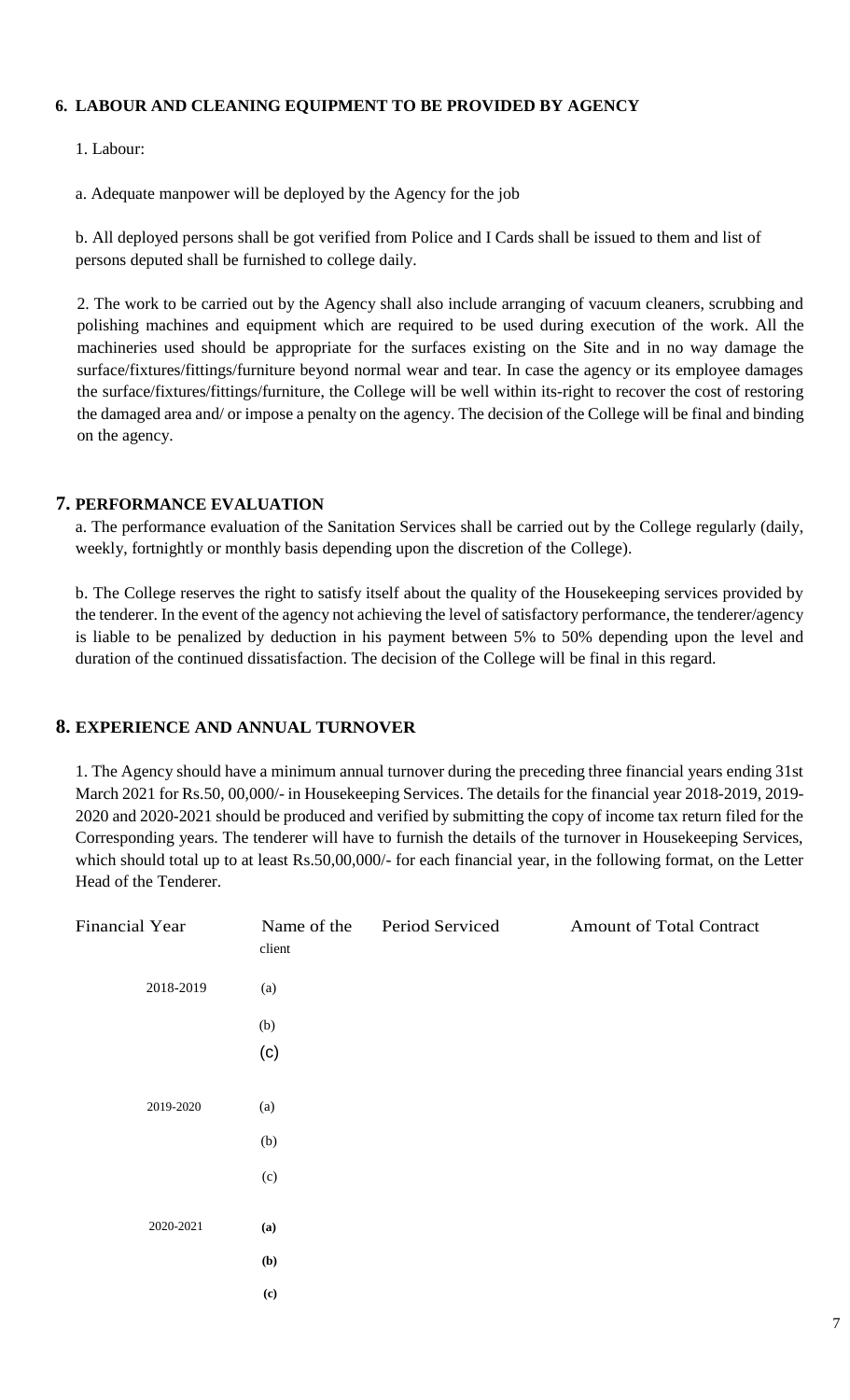## 6. LABOUR AND CLEANING EQUIPMENT TO BE PROVIDED BY AGENCY

1. Labour:

a. Adequate manpower will be deployed by the Agency for the job

b. All deployed persons shall be got verified from Police and I Cards shall be issued to them and list of persons deputed shall be furnished to college daily.

2. The work to be carried out by the Agency shall also include arranging of vacuum cleaners, scrubbing and polishing machines and equipment which are required to be used during execution of the work. All the machineries used should be appropriate for the surfaces existing on the Site and in no way damage the surface/fixtures/fittings/furniture beyond normal wear and tear. In case the agency or its employee damages the surface/fixtures/fittings/furniture, the College will be well within its-right to recover the cost of restoring the damaged area and/ or impose a penalty on the agency. The decision of the College will be final and binding on the agency.

## 7. PERFORMANCE EVALUATION

a. The performance evaluation of the Sanitation Services shall be carried out by the College regularly (daily, weekly, fortnightly or monthly basis depending upon the discretion of the College).

b. The College reserves the right to satisfy itself about the quality of the Housekeeping services provided by the tenderer. In the event of the agency not achieving the level of satisfactory performance, the tenderer/agency is liable to be penalized by deduction in his payment between 5% to 50% depending upon the level and duration of the continued dissatisfaction. The decision of the College will be final in this regard.

## 8. EXPERIENCE AND ANNUAL TURNOVER

1. The Agency should have a minimum annual turnover during the preceding three financial years ending 31st March 2021 for Rs.50, 00,000/- in Housekeeping Services. The details for the financial year 2018-2019, 2019-2020 and 2020-2021 should be produced and verified by submitting the copy of income tax return filed for the Corresponding years. The tenderer will have to furnish the details of the turnover in Housekeeping Services, which should total up to at least Rs.50,00,000/- for each financial year, in the following format, on the Letter Head of the Tenderer.

| Financial Year | Name of the client | Period Serviced | Amount of Total Contract |
|---|---|---|---|
| 2018-2019 | (a) | | |
| | (b) | | |
| | (c) | | |
| 2019-2020 | (a) | | |
| | (b) | | |
| | (c) | | |
| 2020-2021 | **(a)** | | |
| | **(b)** | | |
| | **(c)** | | |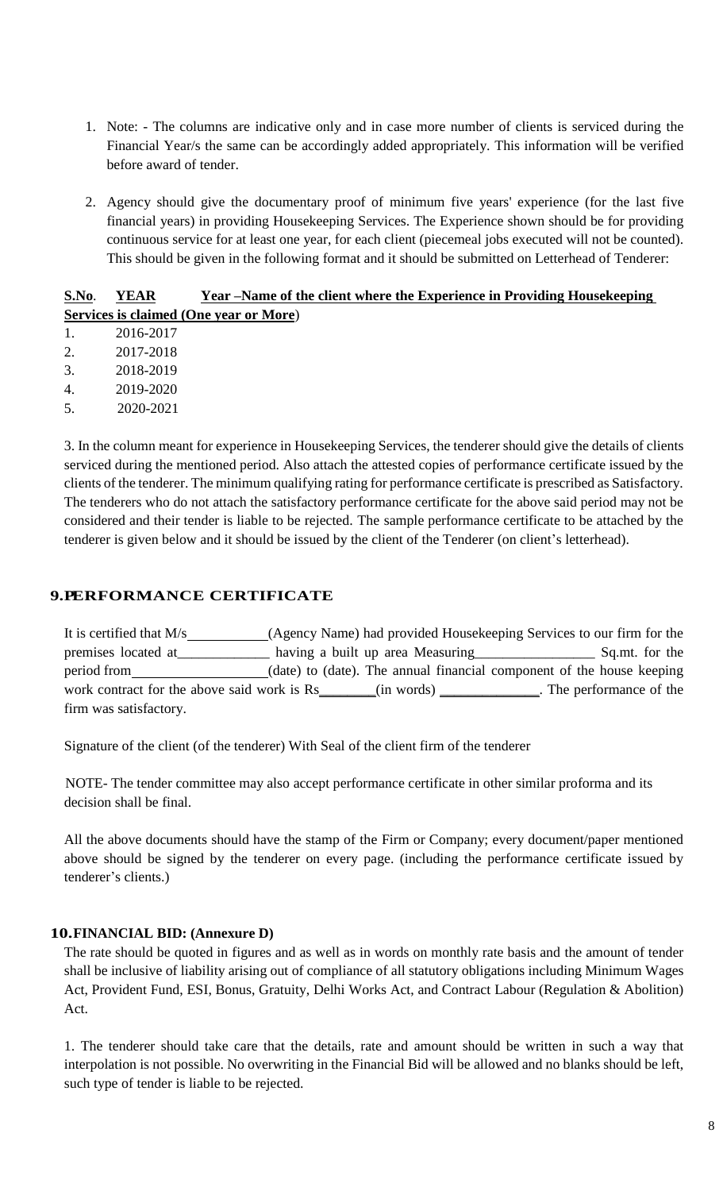1. Note: - The columns are indicative only and in case more number of clients is serviced during the Financial Year/s the same can be accordingly added appropriately. This information will be verified before award of tender.

2. Agency should give the documentary proof of minimum five years' experience (for the last five financial years) in providing Housekeeping Services. The Experience shown should be for providing continuous service for at least one year, for each client (piecemeal jobs executed will not be counted). This should be given in the following format and it should be submitted on Letterhead of Tenderer:

| S.No. | YEAR | Year –Name of the client where the Experience in Providing Housekeeping Services is claimed (One year or More) |
|---|---|---|
| 1. | 2016-2017 | |
| 2. | 2017-2018 | |
| 3. | 2018-2019 | |
| 4. | 2019-2020 | |
| 5. | 2020-2021 | |

3. In the column meant for experience in Housekeeping Services, the tenderer should give the details of clients serviced during the mentioned period. Also attach the attested copies of performance certificate issued by the clients of the tenderer. The minimum qualifying rating for performance certificate is prescribed as Satisfactory. The tenderers who do not attach the satisfactory performance certificate for the above said period may not be considered and their tender is liable to be rejected. The sample performance certificate to be attached by the tenderer is given below and it should be issued by the client of the Tenderer (on client's letterhead).

## 9. PERFORMANCE CERTIFICATE

It is certified that M/s\_\_\_\_\_\_\_\_\_\_\_(Agency Name) had provided Housekeeping Services to our firm for the premises located at\_\_\_\_\_\_\_\_\_\_\_\_\_ having a built up area Measuring\_\_\_\_\_\_\_\_\_\_\_\_\_\_\_\_ Sq.mt. for the period from\_\_\_\_\_\_\_\_\_\_\_\_\_\_\_\_\_\_\_(date) to (date). The annual financial component of the house keeping work contract for the above said work is Rs\_\_\_\_\_\_\_\_(in words) \_\_\_\_\_\_\_\_\_\_\_\_\_\_. The performance of the firm was satisfactory.

Signature of the client (of the tenderer) With Seal of the client firm of the tenderer

NOTE- The tender committee may also accept performance certificate in other similar proforma and its decision shall be final.

All the above documents should have the stamp of the Firm or Company; every document/paper mentioned above should be signed by the tenderer on every page. (including the performance certificate issued by tenderer's clients.)

## 10. FINANCIAL BID: (Annexure D)

The rate should be quoted in figures and as well as in words on monthly rate basis and the amount of tender shall be inclusive of liability arising out of compliance of all statutory obligations including Minimum Wages Act, Provident Fund, ESI, Bonus, Gratuity, Delhi Works Act, and Contract Labour (Regulation & Abolition) Act.

1. The tenderer should take care that the details, rate and amount should be written in such a way that interpolation is not possible. No overwriting in the Financial Bid will be allowed and no blanks should be left, such type of tender is liable to be rejected.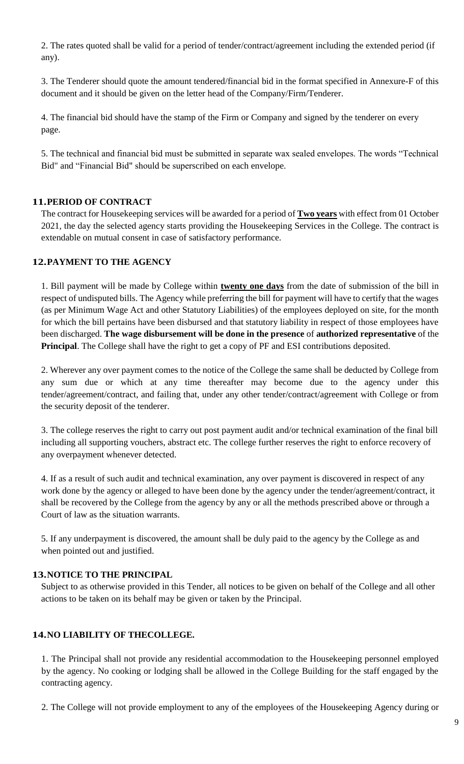2. The rates quoted shall be valid for a period of tender/contract/agreement including the extended period (if any).

3. The Tenderer should quote the amount tendered/financial bid in the format specified in Annexure-F of this document and it should be given on the letter head of the Company/Firm/Tenderer.

4. The financial bid should have the stamp of the Firm or Company and signed by the tenderer on every page.

5. The technical and financial bid must be submitted in separate wax sealed envelopes. The words "Technical Bid" and "Financial Bid" should be superscribed on each envelope.

## 11. PERIOD OF CONTRACT

The contract for Housekeeping services will be awarded for a period of **<u>Two years</u>** with effect from 01 October 2021, the day the selected agency starts providing the Housekeeping Services in the College. The contract is extendable on mutual consent in case of satisfactory performance.

## 12. PAYMENT TO THE AGENCY

1. Bill payment will be made by College within **<u>twenty one days</u>** from the date of submission of the bill in respect of undisputed bills. The Agency while preferring the bill for payment will have to certify that the wages (as per Minimum Wage Act and other Statutory Liabilities) of the employees deployed on site, for the month for which the bill pertains have been disbursed and that statutory liability in respect of those employees have been discharged. **The wage disbursement will be done in the presence** of **authorized representative** of the **Principal**. The College shall have the right to get a copy of PF and ESI contributions deposited.

2. Wherever any over payment comes to the notice of the College the same shall be deducted by College from any sum due or which at any time thereafter may become due to the agency under this tender/agreement/contract, and failing that, under any other tender/contract/agreement with College or from the security deposit of the tenderer.

3. The college reserves the right to carry out post payment audit and/or technical examination of the final bill including all supporting vouchers, abstract etc. The college further reserves the right to enforce recovery of any overpayment whenever detected.

4. If as a result of such audit and technical examination, any over payment is discovered in respect of any work done by the agency or alleged to have been done by the agency under the tender/agreement/contract, it shall be recovered by the College from the agency by any or all the methods prescribed above or through a Court of law as the situation warrants.

5. If any underpayment is discovered, the amount shall be duly paid to the agency by the College as and when pointed out and justified.

## 13. NOTICE TO THE PRINCIPAL

Subject to as otherwise provided in this Tender, all notices to be given on behalf of the College and all other actions to be taken on its behalf may be given or taken by the Principal.

## 14. NO LIABILITY OF THECOLLEGE.

1. The Principal shall not provide any residential accommodation to the Housekeeping personnel employed by the agency. No cooking or lodging shall be allowed in the College Building for the staff engaged by the contracting agency.

2. The College will not provide employment to any of the employees of the Housekeeping Agency during or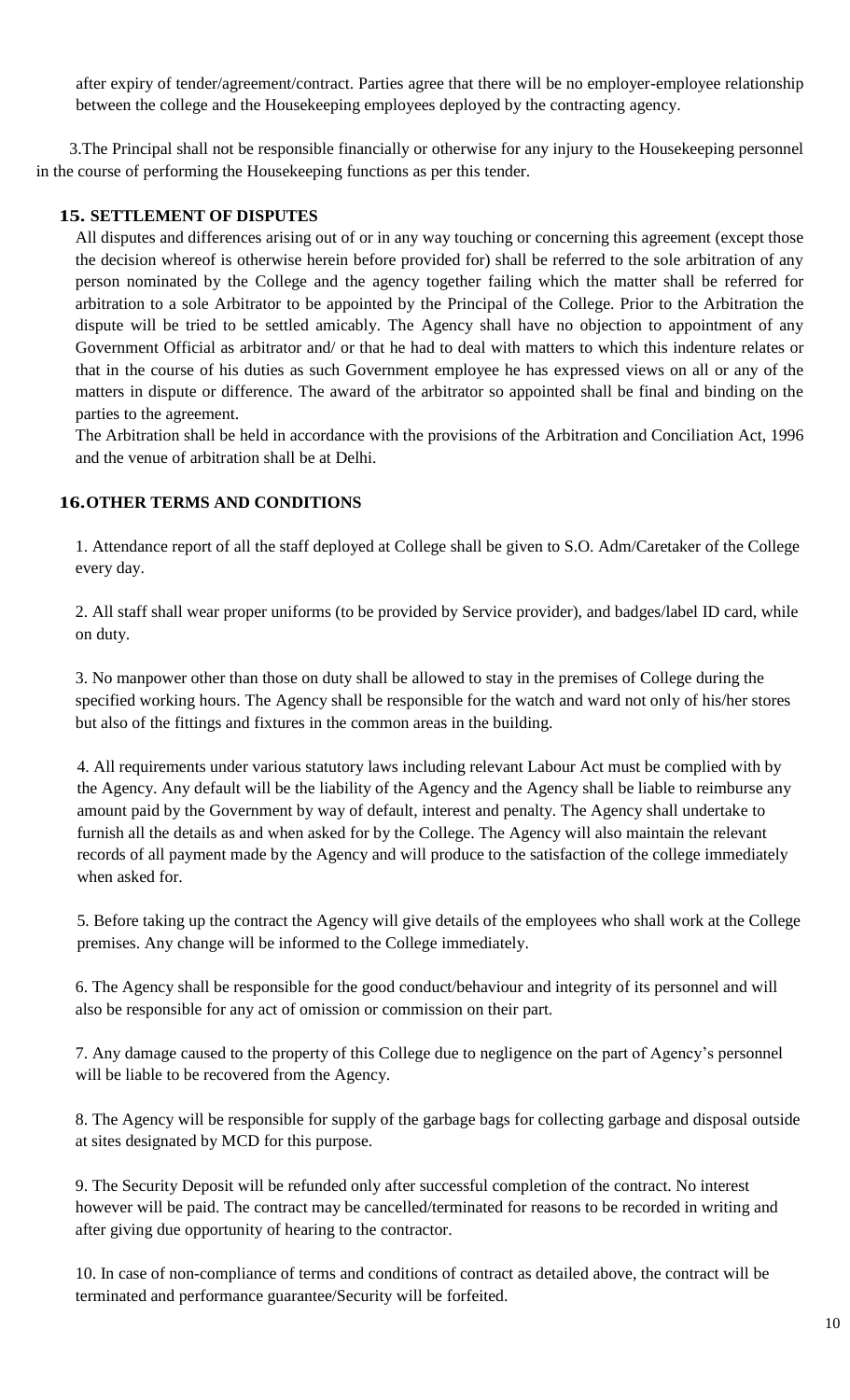after expiry of tender/agreement/contract. Parties agree that there will be no employer-employee relationship between the college and the Housekeeping employees deployed by the contracting agency.

3. The Principal shall not be responsible financially or otherwise for any injury to the Housekeeping personnel in the course of performing the Housekeeping functions as per this tender.

## 15. SETTLEMENT OF DISPUTES

All disputes and differences arising out of or in any way touching or concerning this agreement (except those the decision whereof is otherwise herein before provided for) shall be referred to the sole arbitration of any person nominated by the College and the agency together failing which the matter shall be referred for arbitration to a sole Arbitrator to be appointed by the Principal of the College. Prior to the Arbitration the dispute will be tried to be settled amicably. The Agency shall have no objection to appointment of any Government Official as arbitrator and/ or that he had to deal with matters to which this indenture relates or that in the course of his duties as such Government employee he has expressed views on all or any of the matters in dispute or difference. The award of the arbitrator so appointed shall be final and binding on the parties to the agreement.

The Arbitration shall be held in accordance with the provisions of the Arbitration and Conciliation Act, 1996 and the venue of arbitration shall be at Delhi.

## 16. OTHER TERMS AND CONDITIONS

1. Attendance report of all the staff deployed at College shall be given to S.O. Adm/Caretaker of the College every day.

2. All staff shall wear proper uniforms (to be provided by Service provider), and badges/label ID card, while on duty.

3. No manpower other than those on duty shall be allowed to stay in the premises of College during the specified working hours. The Agency shall be responsible for the watch and ward not only of his/her stores but also of the fittings and fixtures in the common areas in the building.

4. All requirements under various statutory laws including relevant Labour Act must be complied with by the Agency. Any default will be the liability of the Agency and the Agency shall be liable to reimburse any amount paid by the Government by way of default, interest and penalty. The Agency shall undertake to furnish all the details as and when asked for by the College. The Agency will also maintain the relevant records of all payment made by the Agency and will produce to the satisfaction of the college immediately when asked for.

5. Before taking up the contract the Agency will give details of the employees who shall work at the College premises. Any change will be informed to the College immediately.

6. The Agency shall be responsible for the good conduct/behaviour and integrity of its personnel and will also be responsible for any act of omission or commission on their part.

7. Any damage caused to the property of this College due to negligence on the part of Agency's personnel will be liable to be recovered from the Agency.

8. The Agency will be responsible for supply of the garbage bags for collecting garbage and disposal outside at sites designated by MCD for this purpose.

9. The Security Deposit will be refunded only after successful completion of the contract. No interest however will be paid. The contract may be cancelled/terminated for reasons to be recorded in writing and after giving due opportunity of hearing to the contractor.

10. In case of non-compliance of terms and conditions of contract as detailed above, the contract will be terminated and performance guarantee/Security will be forfeited.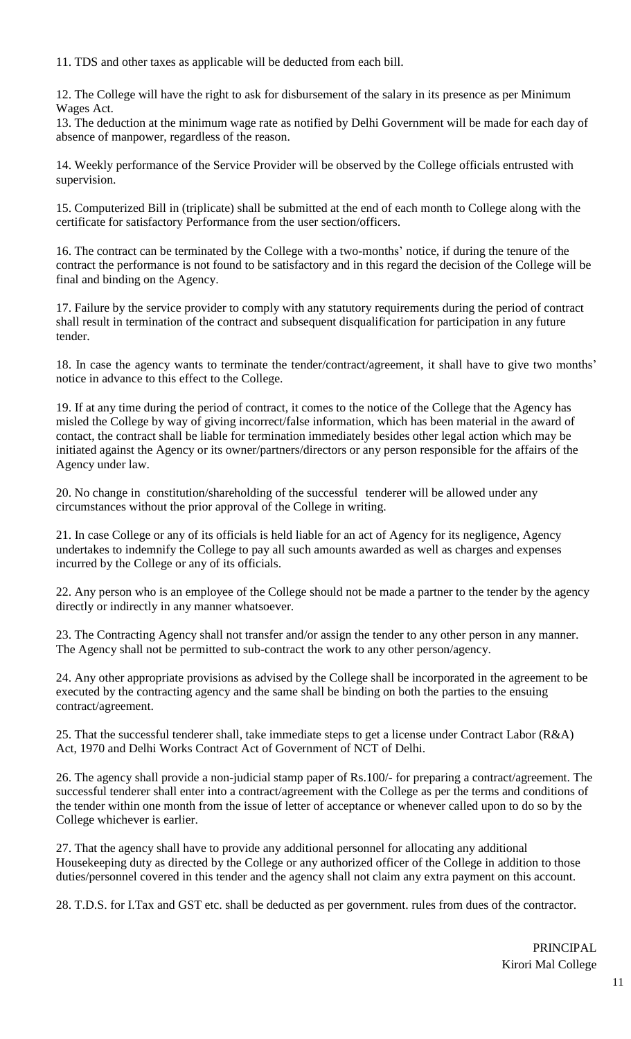11. TDS and other taxes as applicable will be deducted from each bill.

12. The College will have the right to ask for disbursement of the salary in its presence as per Minimum Wages Act.

13. The deduction at the minimum wage rate as notified by Delhi Government will be made for each day of absence of manpower, regardless of the reason.

14. Weekly performance of the Service Provider will be observed by the College officials entrusted with supervision.

15. Computerized Bill in (triplicate) shall be submitted at the end of each month to College along with the certificate for satisfactory Performance from the user section/officers.

16. The contract can be terminated by the College with a two-months' notice, if during the tenure of the contract the performance is not found to be satisfactory and in this regard the decision of the College will be final and binding on the Agency.

17. Failure by the service provider to comply with any statutory requirements during the period of contract shall result in termination of the contract and subsequent disqualification for participation in any future tender.

18. In case the agency wants to terminate the tender/contract/agreement, it shall have to give two months' notice in advance to this effect to the College.

19. If at any time during the period of contract, it comes to the notice of the College that the Agency has misled the College by way of giving incorrect/false information, which has been material in the award of contact, the contract shall be liable for termination immediately besides other legal action which may be initiated against the Agency or its owner/partners/directors or any person responsible for the affairs of the Agency under law.

20. No change in constitution/shareholding of the successful tenderer will be allowed under any circumstances without the prior approval of the College in writing.

21. In case College or any of its officials is held liable for an act of Agency for its negligence, Agency undertakes to indemnify the College to pay all such amounts awarded as well as charges and expenses incurred by the College or any of its officials.

22. Any person who is an employee of the College should not be made a partner to the tender by the agency directly or indirectly in any manner whatsoever.

23. The Contracting Agency shall not transfer and/or assign the tender to any other person in any manner. The Agency shall not be permitted to sub-contract the work to any other person/agency.

24. Any other appropriate provisions as advised by the College shall be incorporated in the agreement to be executed by the contracting agency and the same shall be binding on both the parties to the ensuing contract/agreement.

25. That the successful tenderer shall, take immediate steps to get a license under Contract Labor (R&A) Act, 1970 and Delhi Works Contract Act of Government of NCT of Delhi.

26. The agency shall provide a non-judicial stamp paper of Rs.100/- for preparing a contract/agreement. The successful tenderer shall enter into a contract/agreement with the College as per the terms and conditions of the tender within one month from the issue of letter of acceptance or whenever called upon to do so by the College whichever is earlier.

27. That the agency shall have to provide any additional personnel for allocating any additional Housekeeping duty as directed by the College or any authorized officer of the College in addition to those duties/personnel covered in this tender and the agency shall not claim any extra payment on this account.

28. T.D.S. for I.Tax and GST etc. shall be deducted as per government. rules from dues of the contractor.

PRINCIPAL
Kirori Mal College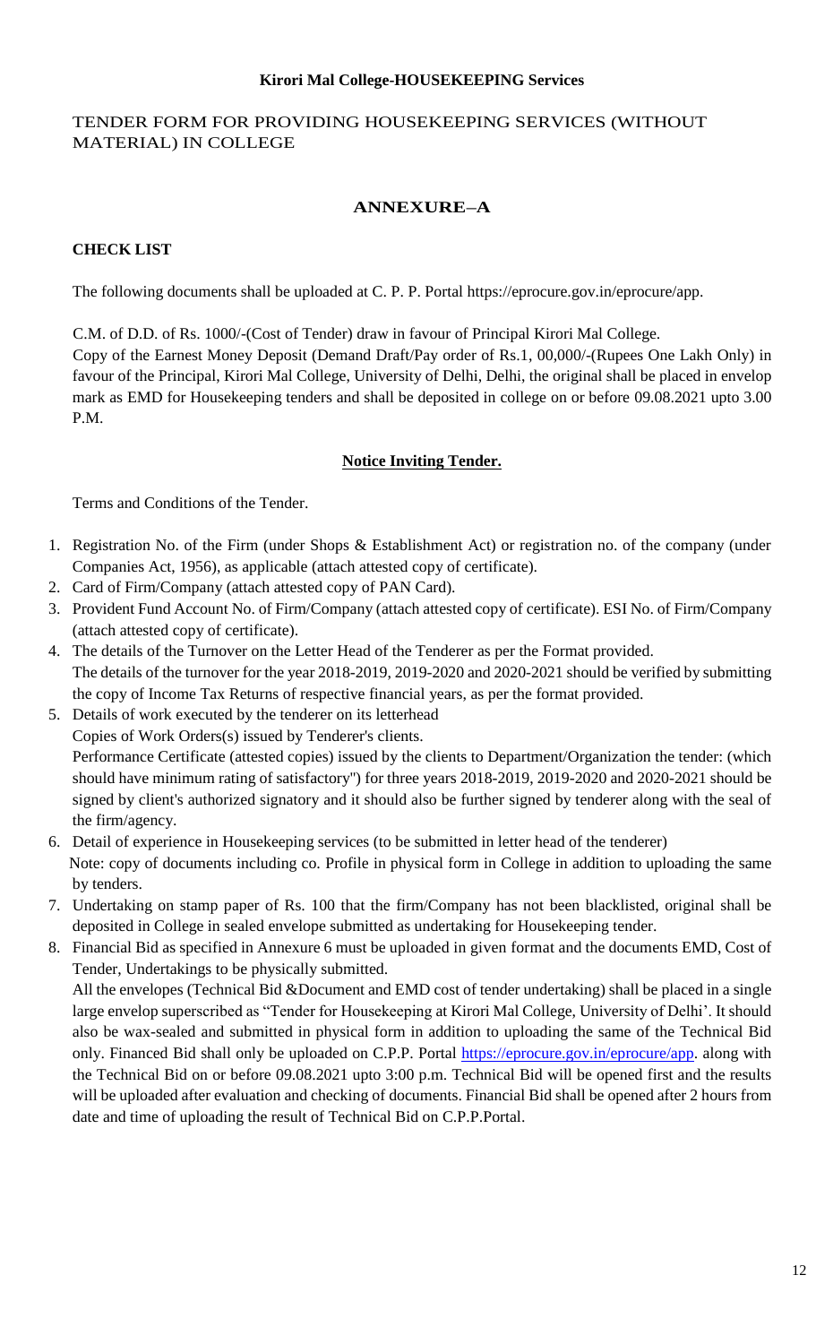**Kirori Mal College-HOUSEKEEPING Services**

TENDER FORM FOR PROVIDING HOUSEKEEPING SERVICES (WITHOUT MATERIAL) IN COLLEGE

## ANNEXURE–A

**CHECK LIST**

The following documents shall be uploaded at C. P. P. Portal https://eprocure.gov.in/eprocure/app.

C.M. of D.D. of Rs. 1000/-(Cost of Tender) draw in favour of Principal Kirori Mal College.
Copy of the Earnest Money Deposit (Demand Draft/Pay order of Rs.1, 00,000/-(Rupees One Lakh Only) in favour of the Principal, Kirori Mal College, University of Delhi, Delhi, the original shall be placed in envelop mark as EMD for Housekeeping tenders and shall be deposited in college on or before 09.08.2021 upto 3.00 P.M.

**Notice Inviting Tender.**

Terms and Conditions of the Tender.

1. Registration No. of the Firm (under Shops & Establishment Act) or registration no. of the company (under Companies Act, 1956), as applicable (attach attested copy of certificate).
2. Card of Firm/Company (attach attested copy of PAN Card).
3. Provident Fund Account No. of Firm/Company (attach attested copy of certificate). ESI No. of Firm/Company (attach attested copy of certificate).
4. The details of the Turnover on the Letter Head of the Tenderer as per the Format provided.
   The details of the turnover for the year 2018-2019, 2019-2020 and 2020-2021 should be verified by submitting the copy of Income Tax Returns of respective financial years, as per the format provided.
5. Details of work executed by the tenderer on its letterhead
   Copies of Work Orders(s) issued by Tenderer's clients.
   Performance Certificate (attested copies) issued by the clients to Department/Organization the tender: (which should have minimum rating of satisfactory") for three years 2018-2019, 2019-2020 and 2020-2021 should be signed by client's authorized signatory and it should also be further signed by tenderer along with the seal of the firm/agency.
6. Detail of experience in Housekeeping services (to be submitted in letter head of the tenderer)
   Note: copy of documents including co. Profile in physical form in College in addition to uploading the same by tenders.
7. Undertaking on stamp paper of Rs. 100 that the firm/Company has not been blacklisted, original shall be deposited in College in sealed envelope submitted as undertaking for Housekeeping tender.
8. Financial Bid as specified in Annexure 6 must be uploaded in given format and the documents EMD, Cost of Tender, Undertakings to be physically submitted.
   All the envelopes (Technical Bid &Document and EMD cost of tender undertaking) shall be placed in a single large envelop superscribed as "Tender for Housekeeping at Kirori Mal College, University of Delhi'. It should also be wax-sealed and submitted in physical form in addition to uploading the same of the Technical Bid only. Financed Bid shall only be uploaded on C.P.P. Portal https://eprocure.gov.in/eprocure/app. along with the Technical Bid on or before 09.08.2021 upto 3:00 p.m. Technical Bid will be opened first and the results will be uploaded after evaluation and checking of documents. Financial Bid shall be opened after 2 hours from date and time of uploading the result of Technical Bid on C.P.P.Portal.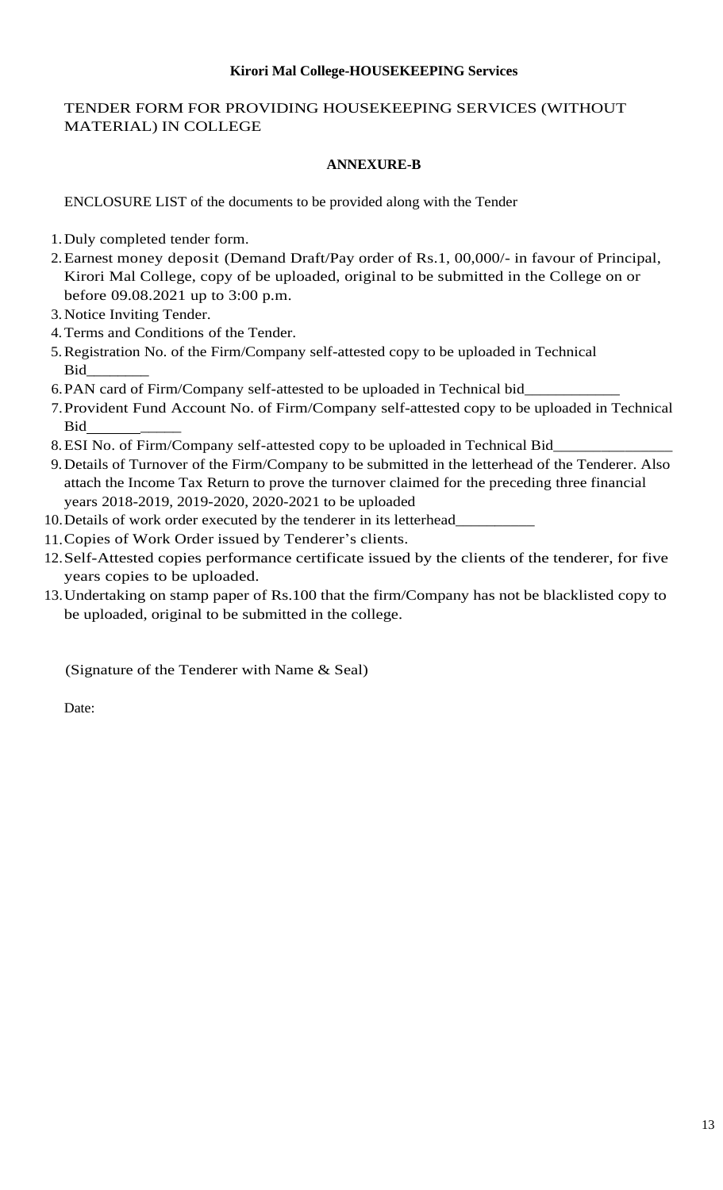**Kirori Mal College-HOUSEKEEPING Services**

TENDER FORM FOR PROVIDING HOUSEKEEPING SERVICES (WITHOUT MATERIAL) IN COLLEGE

**ANNEXURE-B**

ENCLOSURE LIST of the documents to be provided along with the Tender

1. Duly completed tender form.
2. Earnest money deposit (Demand Draft/Pay order of Rs.1, 00,000/- in favour of Principal, Kirori Mal College, copy of be uploaded, original to be submitted in the College on or before 09.08.2021 up to 3:00 p.m.
3. Notice Inviting Tender.
4. Terms and Conditions of the Tender.
5. Registration No. of the Firm/Company self-attested copy to be uploaded in Technical Bid________
6. PAN card of Firm/Company self-attested to be uploaded in Technical bid____________
7. Provident Fund Account No. of Firm/Company self-attested copy to be uploaded in Technical Bid____________
8. ESI No. of Firm/Company self-attested copy to be uploaded in Technical Bid_______________
9. Details of Turnover of the Firm/Company to be submitted in the letterhead of the Tenderer. Also attach the Income Tax Return to prove the turnover claimed for the preceding three financial years 2018-2019, 2019-2020, 2020-2021 to be uploaded
10. Details of work order executed by the tenderer in its letterhead__________
11. Copies of Work Order issued by Tenderer's clients.
12. Self-Attested copies performance certificate issued by the clients of the tenderer, for five years copies to be uploaded.
13. Undertaking on stamp paper of Rs.100 that the firm/Company has not be blacklisted copy to be uploaded, original to be submitted in the college.

(Signature of the Tenderer with Name & Seal)

Date: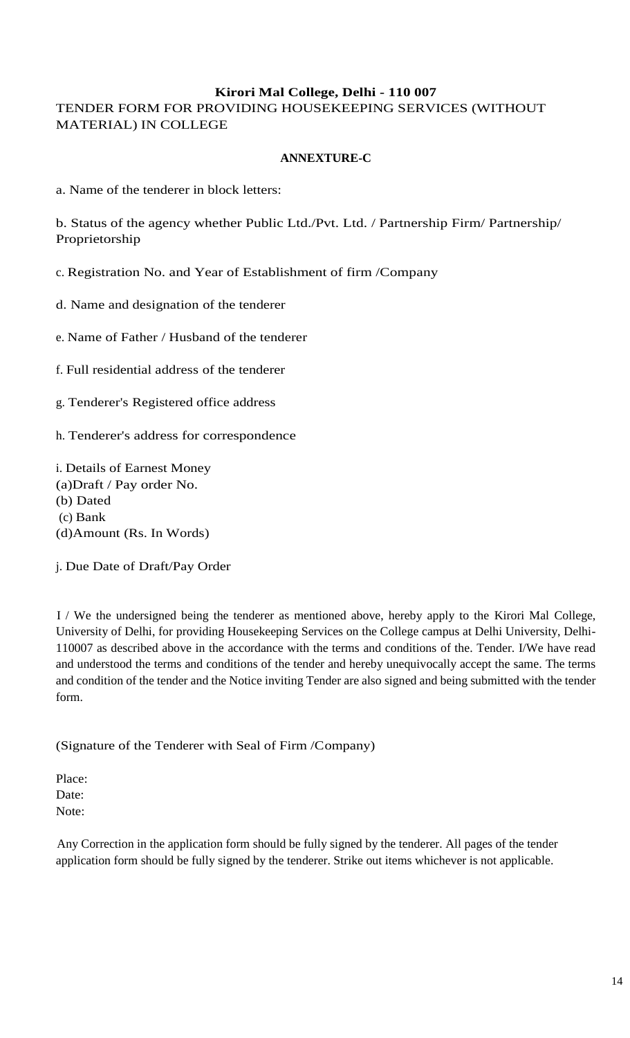**Kirori Mal College, Delhi - 110 007**

TENDER FORM FOR PROVIDING HOUSEKEEPING SERVICES (WITHOUT MATERIAL) IN COLLEGE

**ANNEXTURE-C**

a. Name of the tenderer in block letters:

b. Status of the agency whether Public Ltd./Pvt. Ltd. / Partnership Firm/ Partnership/ Proprietorship

c. Registration No. and Year of Establishment of firm /Company

d. Name and designation of the tenderer

e. Name of Father / Husband of the tenderer

f. Full residential address of the tenderer

g. Tenderer's Registered office address

h. Tenderer's address for correspondence

i. Details of Earnest Money
(a)Draft / Pay order No.
(b) Dated
(c) Bank
(d)Amount (Rs. In Words)

j. Due Date of Draft/Pay Order

I / We the undersigned being the tenderer as mentioned above, hereby apply to the Kirori Mal College, University of Delhi, for providing Housekeeping Services on the College campus at Delhi University, Delhi-110007 as described above in the accordance with the terms and conditions of the. Tender. I/We have read and understood the terms and conditions of the tender and hereby unequivocally accept the same. The terms and condition of the tender and the Notice inviting Tender are also signed and being submitted with the tender form.

(Signature of the Tenderer with Seal of Firm /Company)

Place:
Date:
Note:

Any Correction in the application form should be fully signed by the tenderer. All pages of the tender application form should be fully signed by the tenderer. Strike out items whichever is not applicable.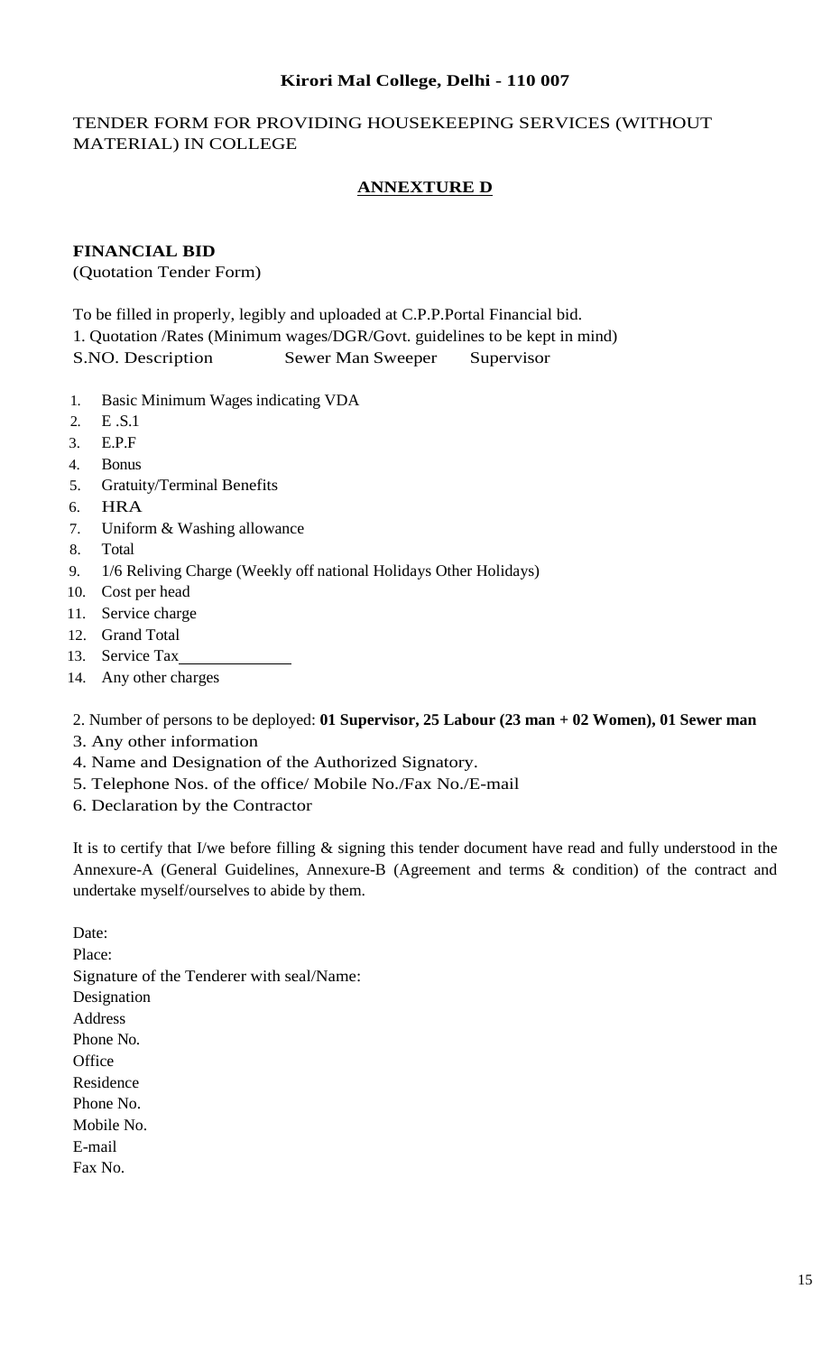**Kirori Mal College, Delhi - 110 007**

TENDER FORM FOR PROVIDING HOUSEKEEPING SERVICES (WITHOUT MATERIAL) IN COLLEGE

**ANNEXTURE D**

**FINANCIAL BID**

(Quotation Tender Form)

To be filled in properly, legibly and uploaded at C.P.P.Portal Financial bid.

1. Quotation /Rates (Minimum wages/DGR/Govt. guidelines to be kept in mind)

S.NO. Description Sewer Man Sweeper Supervisor

1. Basic Minimum Wages indicating VDA
2. E .S.1
3. E.P.F
4. Bonus
5. Gratuity/Terminal Benefits
6. HRA
7. Uniform & Washing allowance
8. Total
9. 1/6 Reliving Charge (Weekly off national Holidays Other Holidays)
10. Cost per head
11. Service charge
12. Grand Total
13. Service Tax\_\_\_\_\_\_\_\_\_\_\_\_
14. Any other charges

2. Number of persons to be deployed: **01 Supervisor, 25 Labour (23 man + 02 Women), 01 Sewer man**
3. Any other information
4. Name and Designation of the Authorized Signatory.
5. Telephone Nos. of the office/ Mobile No./Fax No./E-mail
6. Declaration by the Contractor

It is to certify that I/we before filling & signing this tender document have read and fully understood in the Annexure-A (General Guidelines, Annexure-B (Agreement and terms & condition) of the contract and undertake myself/ourselves to abide by them.

Date:
Place:
Signature of the Tenderer with seal/Name:
Designation
Address
Phone No.
Office
Residence
Phone No.
Mobile No.
E-mail
Fax No.